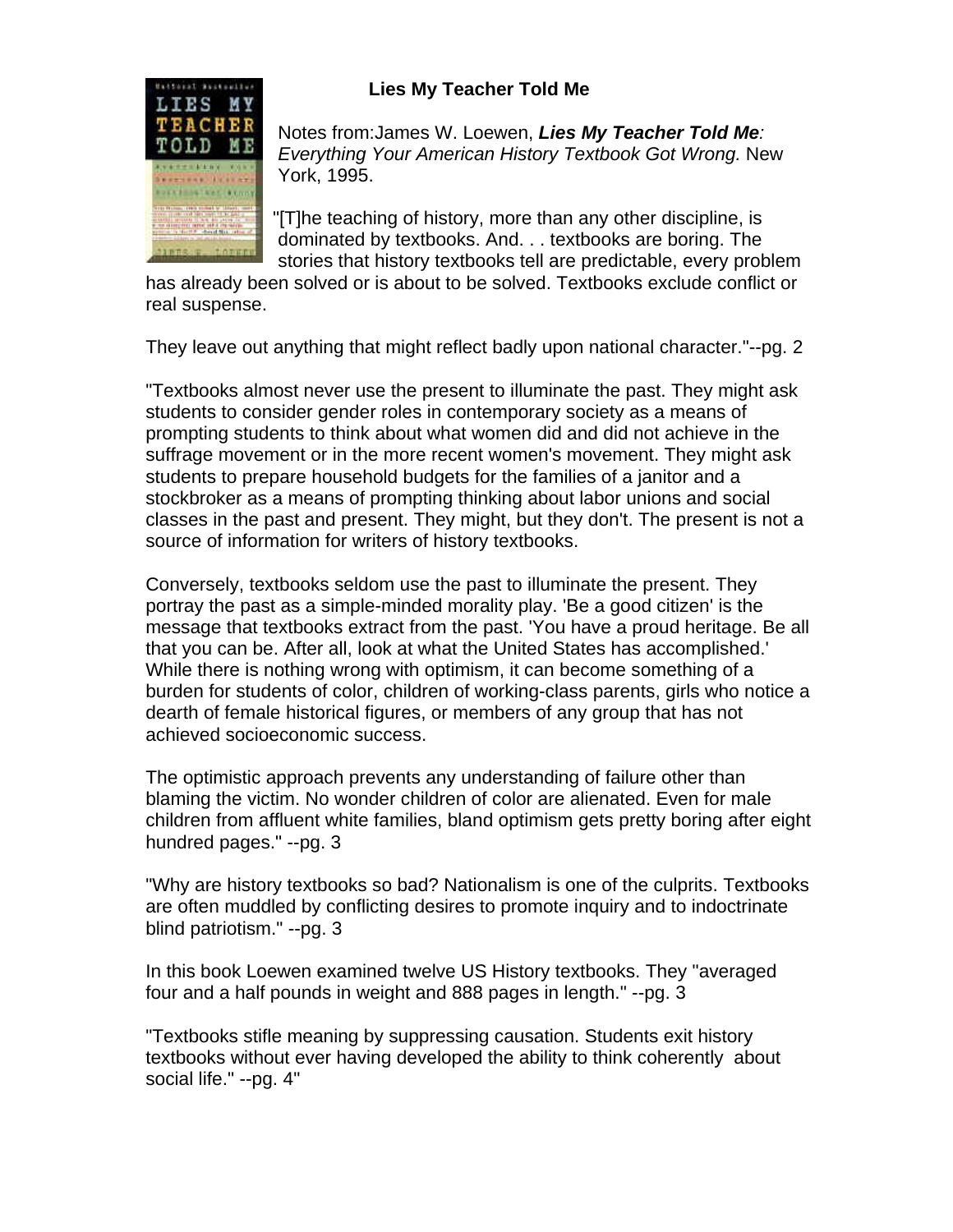# Lies My Teacher Told Me

Notes from:James W. Loewen, ***Lies My Teacher Told Me**: Everything Your American History Textbook Got Wrong.* New York, 1995.

"[T]he teaching of history, more than any other discipline, is dominated by textbooks. And. . . textbooks are boring. The stories that history textbooks tell are predictable, every problem has already been solved or is about to be solved. Textbooks exclude conflict or real suspense.

They leave out anything that might reflect badly upon national character."--pg. 2

"Textbooks almost never use the present to illuminate the past. They might ask students to consider gender roles in contemporary society as a means of prompting students to think about what women did and did not achieve in the suffrage movement or in the more recent women's movement. They might ask students to prepare household budgets for the families of a janitor and a stockbroker as a means of prompting thinking about labor unions and social classes in the past and present. They might, but they don't. The present is not a source of information for writers of history textbooks.

Conversely, textbooks seldom use the past to illuminate the present. They portray the past as a simple-minded morality play. 'Be a good citizen' is the message that textbooks extract from the past. 'You have a proud heritage. Be all that you can be. After all, look at what the United States has accomplished.' While there is nothing wrong with optimism, it can become something of a burden for students of color, children of working-class parents, girls who notice a dearth of female historical figures, or members of any group that has not achieved socioeconomic success.

The optimistic approach prevents any understanding of failure other than blaming the victim. No wonder children of color are alienated. Even for male children from affluent white families, bland optimism gets pretty boring after eight hundred pages." --pg. 3

"Why are history textbooks so bad? Nationalism is one of the culprits. Textbooks are often muddled by conflicting desires to promote inquiry and to indoctrinate blind patriotism." --pg. 3

In this book Loewen examined twelve US History textbooks. They "averaged four and a half pounds in weight and 888 pages in length." --pg. 3

"Textbooks stifle meaning by suppressing causation. Students exit history textbooks without ever having developed the ability to think coherently about social life." --pg. 4"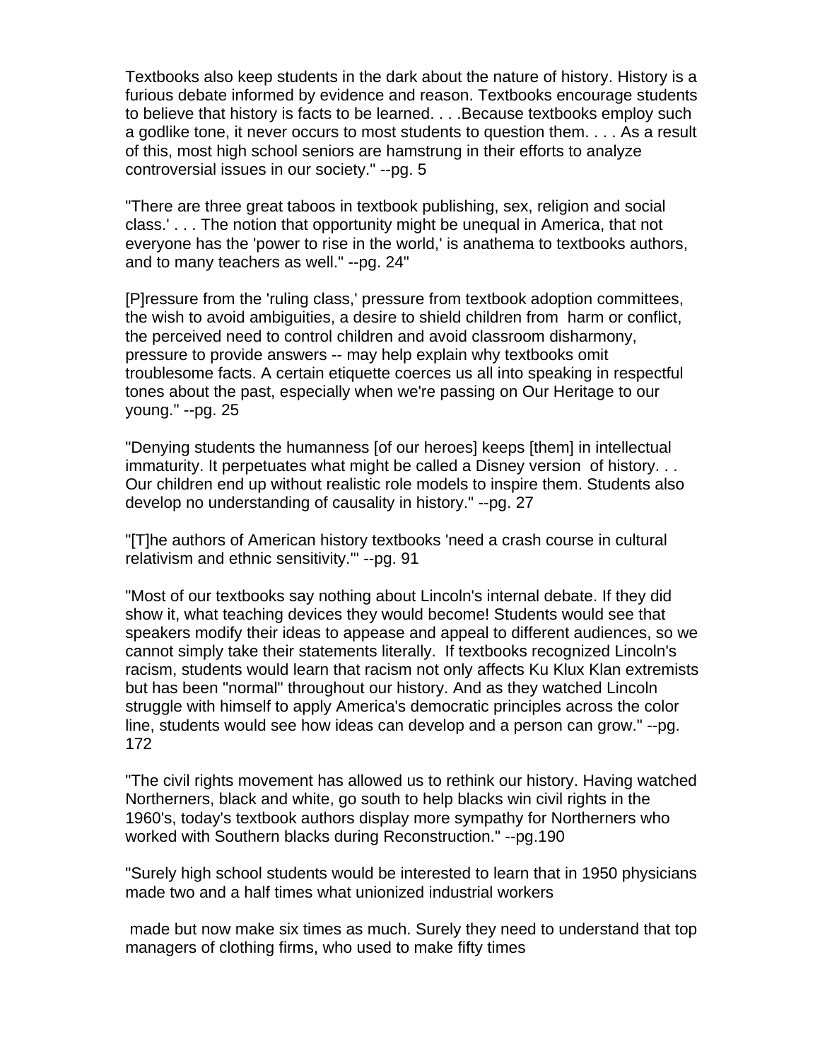Textbooks also keep students in the dark about the nature of history. History is a furious debate informed by evidence and reason. Textbooks encourage students to believe that history is facts to be learned. . . .Because textbooks employ such a godlike tone, it never occurs to most students to question them. . . . As a result of this, most high school seniors are hamstrung in their efforts to analyze controversial issues in our society." --pg. 5

"There are three great taboos in textbook publishing, sex, religion and social class.' . . . The notion that opportunity might be unequal in America, that not everyone has the 'power to rise in the world,' is anathema to textbooks authors, and to many teachers as well." --pg. 24"

[P]ressure from the 'ruling class,' pressure from textbook adoption committees, the wish to avoid ambiguities, a desire to shield children from harm or conflict, the perceived need to control children and avoid classroom disharmony, pressure to provide answers -- may help explain why textbooks omit troublesome facts. A certain etiquette coerces us all into speaking in respectful tones about the past, especially when we're passing on Our Heritage to our young." --pg. 25

"Denying students the humanness [of our heroes] keeps [them] in intellectual immaturity. It perpetuates what might be called a Disney version of history. . . Our children end up without realistic role models to inspire them. Students also develop no understanding of causality in history." --pg. 27

"[T]he authors of American history textbooks 'need a crash course in cultural relativism and ethnic sensitivity.'" --pg. 91

"Most of our textbooks say nothing about Lincoln's internal debate. If they did show it, what teaching devices they would become! Students would see that speakers modify their ideas to appease and appeal to different audiences, so we cannot simply take their statements literally. If textbooks recognized Lincoln's racism, students would learn that racism not only affects Ku Klux Klan extremists but has been "normal" throughout our history. And as they watched Lincoln struggle with himself to apply America's democratic principles across the color line, students would see how ideas can develop and a person can grow." --pg. 172

"The civil rights movement has allowed us to rethink our history. Having watched Northerners, black and white, go south to help blacks win civil rights in the 1960's, today's textbook authors display more sympathy for Northerners who worked with Southern blacks during Reconstruction." --pg.190

"Surely high school students would be interested to learn that in 1950 physicians made two and a half times what unionized industrial workers made but now make six times as much. Surely they need to understand that top managers of clothing firms, who used to make fifty times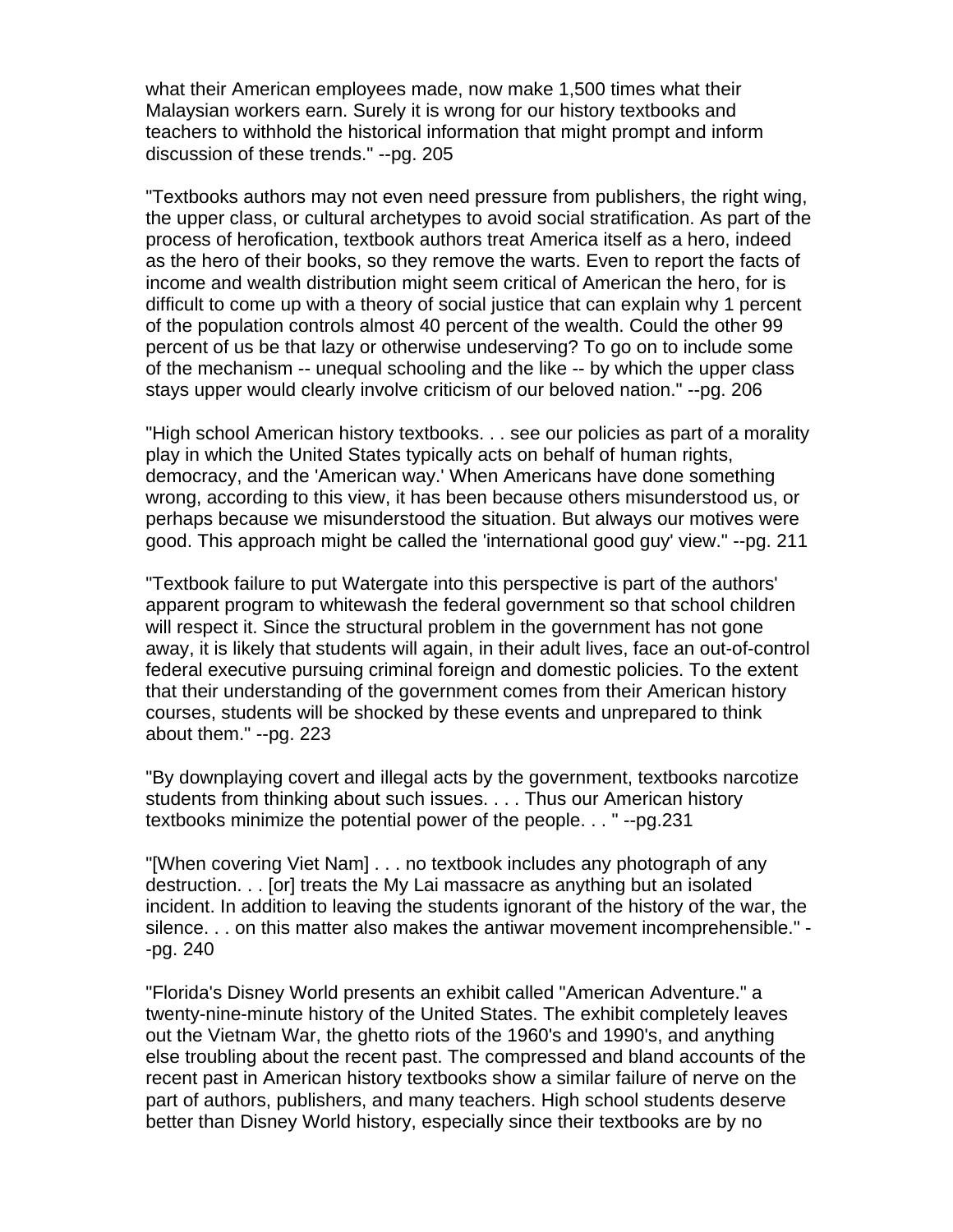what their American employees made, now make 1,500 times what their Malaysian workers earn. Surely it is wrong for our history textbooks and teachers to withhold the historical information that might prompt and inform discussion of these trends." --pg. 205

"Textbooks authors may not even need pressure from publishers, the right wing, the upper class, or cultural archetypes to avoid social stratification. As part of the process of herofication, textbook authors treat America itself as a hero, indeed as the hero of their books, so they remove the warts. Even to report the facts of income and wealth distribution might seem critical of American the hero, for is difficult to come up with a theory of social justice that can explain why 1 percent of the population controls almost 40 percent of the wealth. Could the other 99 percent of us be that lazy or otherwise undeserving? To go on to include some of the mechanism -- unequal schooling and the like -- by which the upper class stays upper would clearly involve criticism of our beloved nation." --pg. 206

"High school American history textbooks. . . see our policies as part of a morality play in which the United States typically acts on behalf of human rights, democracy, and the 'American way.' When Americans have done something wrong, according to this view, it has been because others misunderstood us, or perhaps because we misunderstood the situation. But always our motives were good. This approach might be called the 'international good guy' view." --pg. 211

"Textbook failure to put Watergate into this perspective is part of the authors' apparent program to whitewash the federal government so that school children will respect it. Since the structural problem in the government has not gone away, it is likely that students will again, in their adult lives, face an out-of-control federal executive pursuing criminal foreign and domestic policies. To the extent that their understanding of the government comes from their American history courses, students will be shocked by these events and unprepared to think about them." --pg. 223

"By downplaying covert and illegal acts by the government, textbooks narcotize students from thinking about such issues. . . . Thus our American history textbooks minimize the potential power of the people. . . " --pg.231

"[When covering Viet Nam] . . . no textbook includes any photograph of any destruction. . . [or] treats the My Lai massacre as anything but an isolated incident. In addition to leaving the students ignorant of the history of the war, the silence. . . on this matter also makes the antiwar movement incomprehensible." --pg. 240

"Florida's Disney World presents an exhibit called "American Adventure." a twenty-nine-minute history of the United States. The exhibit completely leaves out the Vietnam War, the ghetto riots of the 1960's and 1990's, and anything else troubling about the recent past. The compressed and bland accounts of the recent past in American history textbooks show a similar failure of nerve on the part of authors, publishers, and many teachers. High school students deserve better than Disney World history, especially since their textbooks are by no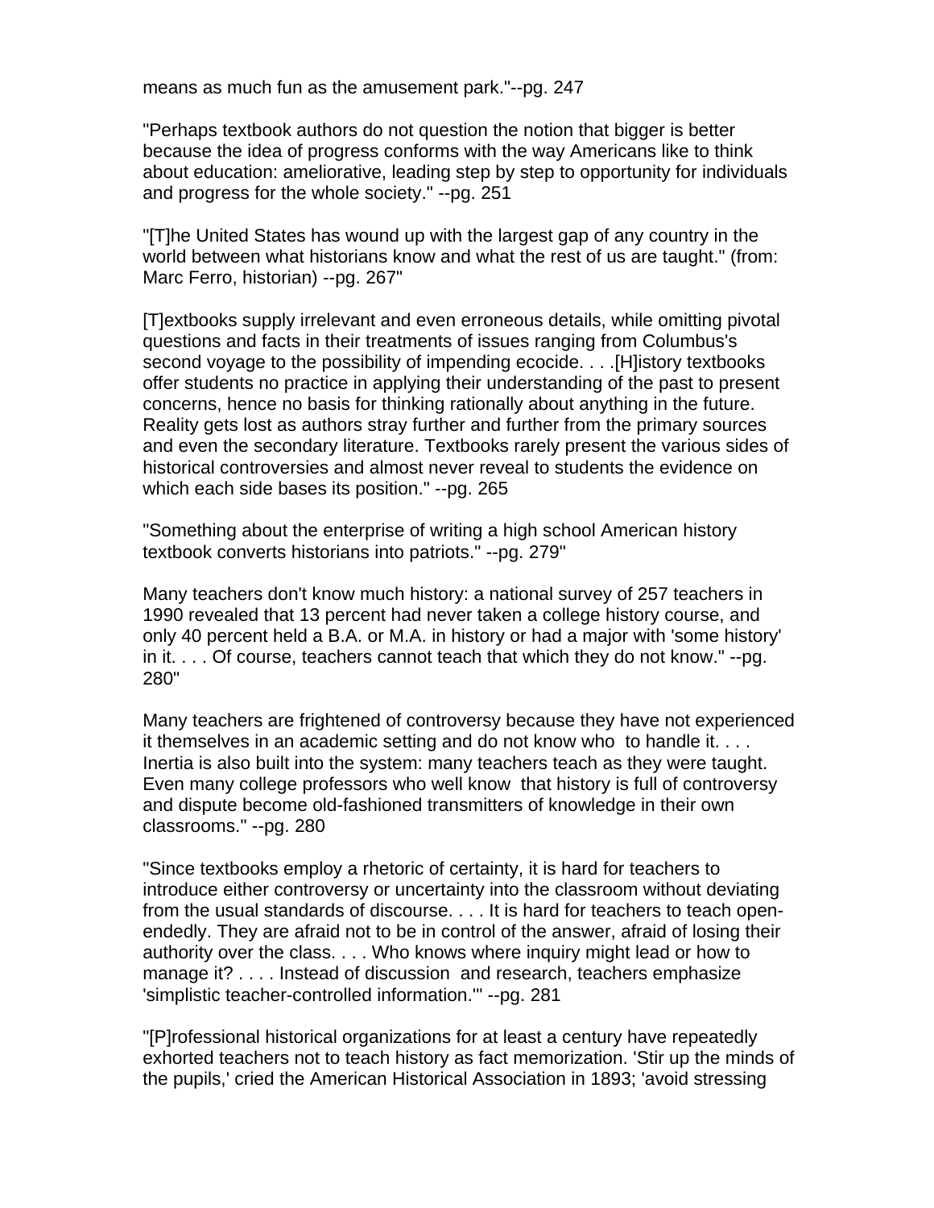means as much fun as the amusement park."--pg. 247

"Perhaps textbook authors do not question the notion that bigger is better because the idea of progress conforms with the way Americans like to think about education: ameliorative, leading step by step to opportunity for individuals and progress for the whole society." --pg. 251

"[T]he United States has wound up with the largest gap of any country in the world between what historians know and what the rest of us are taught." (from: Marc Ferro, historian) --pg. 267"

[T]extbooks supply irrelevant and even erroneous details, while omitting pivotal questions and facts in their treatments of issues ranging from Columbus's second voyage to the possibility of impending ecocide. . . .[H]istory textbooks offer students no practice in applying their understanding of the past to present concerns, hence no basis for thinking rationally about anything in the future. Reality gets lost as authors stray further and further from the primary sources and even the secondary literature. Textbooks rarely present the various sides of historical controversies and almost never reveal to students the evidence on which each side bases its position." --pg. 265

"Something about the enterprise of writing a high school American history textbook converts historians into patriots." --pg. 279"

Many teachers don't know much history: a national survey of 257 teachers in 1990 revealed that 13 percent had never taken a college history course, and only 40 percent held a B.A. or M.A. in history or had a major with 'some history' in it. . . . Of course, teachers cannot teach that which they do not know." --pg. 280"

Many teachers are frightened of controversy because they have not experienced it themselves in an academic setting and do not know who to handle it. . . . Inertia is also built into the system: many teachers teach as they were taught. Even many college professors who well know that history is full of controversy and dispute become old-fashioned transmitters of knowledge in their own classrooms." --pg. 280

"Since textbooks employ a rhetoric of certainty, it is hard for teachers to introduce either controversy or uncertainty into the classroom without deviating from the usual standards of discourse. . . . It is hard for teachers to teach open-endedly. They are afraid not to be in control of the answer, afraid of losing their authority over the class. . . . Who knows where inquiry might lead or how to manage it? . . . . Instead of discussion and research, teachers emphasize 'simplistic teacher-controlled information.'" --pg. 281

"[P]rofessional historical organizations for at least a century have repeatedly exhorted teachers not to teach history as fact memorization. 'Stir up the minds of the pupils,' cried the American Historical Association in 1893; 'avoid stressing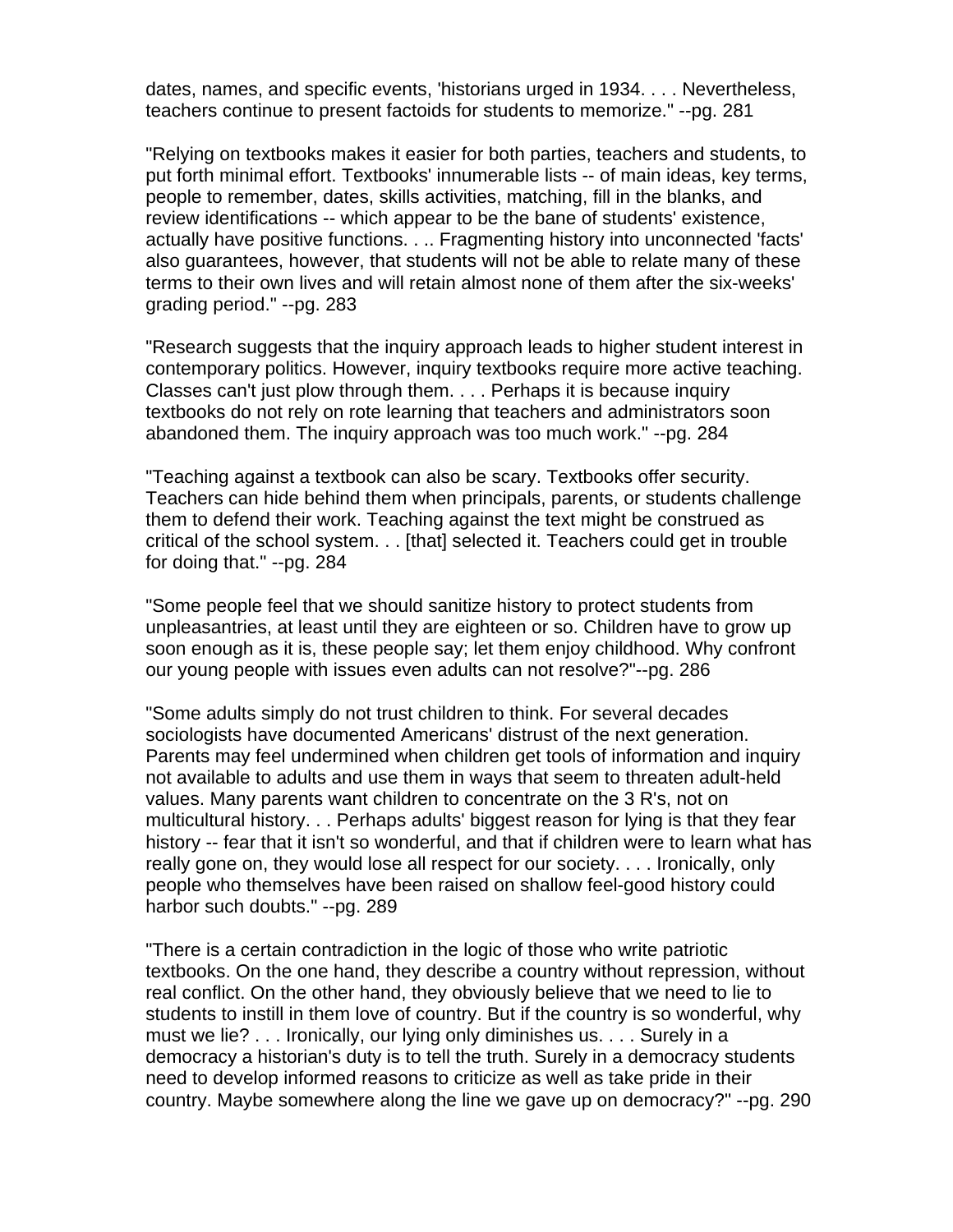dates, names, and specific events, 'historians urged in 1934. . . . Nevertheless, teachers continue to present factoids for students to memorize." --pg. 281

"Relying on textbooks makes it easier for both parties, teachers and students, to put forth minimal effort. Textbooks' innumerable lists -- of main ideas, key terms, people to remember, dates, skills activities, matching, fill in the blanks, and review identifications -- which appear to be the bane of students' existence, actually have positive functions. . .. Fragmenting history into unconnected 'facts' also guarantees, however, that students will not be able to relate many of these terms to their own lives and will retain almost none of them after the six-weeks' grading period." --pg. 283

"Research suggests that the inquiry approach leads to higher student interest in contemporary politics. However, inquiry textbooks require more active teaching. Classes can't just plow through them. . . . Perhaps it is because inquiry textbooks do not rely on rote learning that teachers and administrators soon abandoned them. The inquiry approach was too much work." --pg. 284

"Teaching against a textbook can also be scary. Textbooks offer security. Teachers can hide behind them when principals, parents, or students challenge them to defend their work. Teaching against the text might be construed as critical of the school system. . . [that] selected it. Teachers could get in trouble for doing that." --pg. 284

"Some people feel that we should sanitize history to protect students from unpleasantries, at least until they are eighteen or so. Children have to grow up soon enough as it is, these people say; let them enjoy childhood. Why confront our young people with issues even adults can not resolve?"--pg. 286

"Some adults simply do not trust children to think. For several decades sociologists have documented Americans' distrust of the next generation. Parents may feel undermined when children get tools of information and inquiry not available to adults and use them in ways that seem to threaten adult-held values. Many parents want children to concentrate on the 3 R's, not on multicultural history. . . Perhaps adults' biggest reason for lying is that they fear history -- fear that it isn't so wonderful, and that if children were to learn what has really gone on, they would lose all respect for our society. . . . Ironically, only people who themselves have been raised on shallow feel-good history could harbor such doubts." --pg. 289

"There is a certain contradiction in the logic of those who write patriotic textbooks. On the one hand, they describe a country without repression, without real conflict. On the other hand, they obviously believe that we need to lie to students to instill in them love of country. But if the country is so wonderful, why must we lie? . . . Ironically, our lying only diminishes us. . . . Surely in a democracy a historian's duty is to tell the truth. Surely in a democracy students need to develop informed reasons to criticize as well as take pride in their country. Maybe somewhere along the line we gave up on democracy?" --pg. 290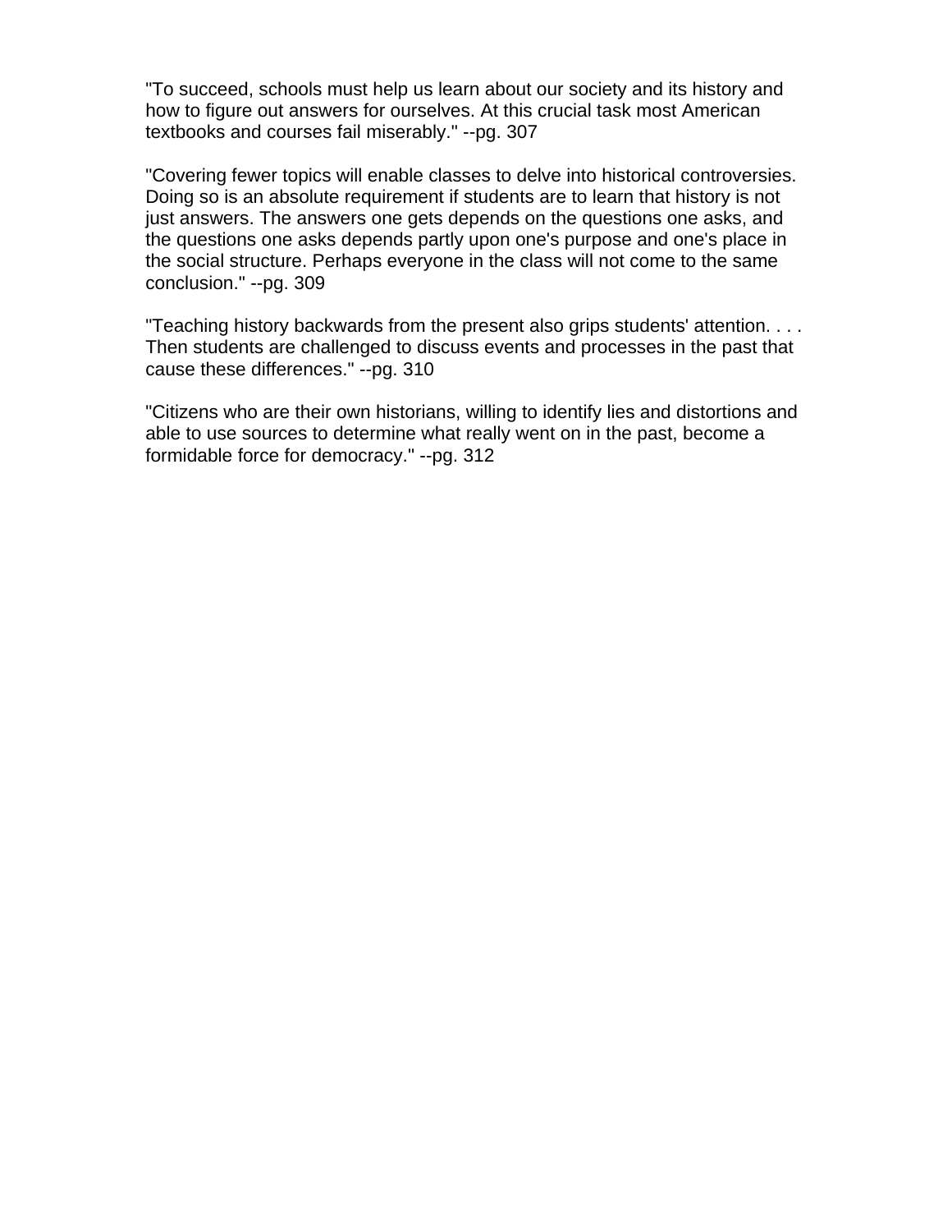"To succeed, schools must help us learn about our society and its history and how to figure out answers for ourselves. At this crucial task most American textbooks and courses fail miserably." --pg. 307

"Covering fewer topics will enable classes to delve into historical controversies. Doing so is an absolute requirement if students are to learn that history is not just answers. The answers one gets depends on the questions one asks, and the questions one asks depends partly upon one's purpose and one's place in the social structure. Perhaps everyone in the class will not come to the same conclusion." --pg. 309

"Teaching history backwards from the present also grips students' attention. . . . Then students are challenged to discuss events and processes in the past that cause these differences." --pg. 310

"Citizens who are their own historians, willing to identify lies and distortions and able to use sources to determine what really went on in the past, become a formidable force for democracy." --pg. 312